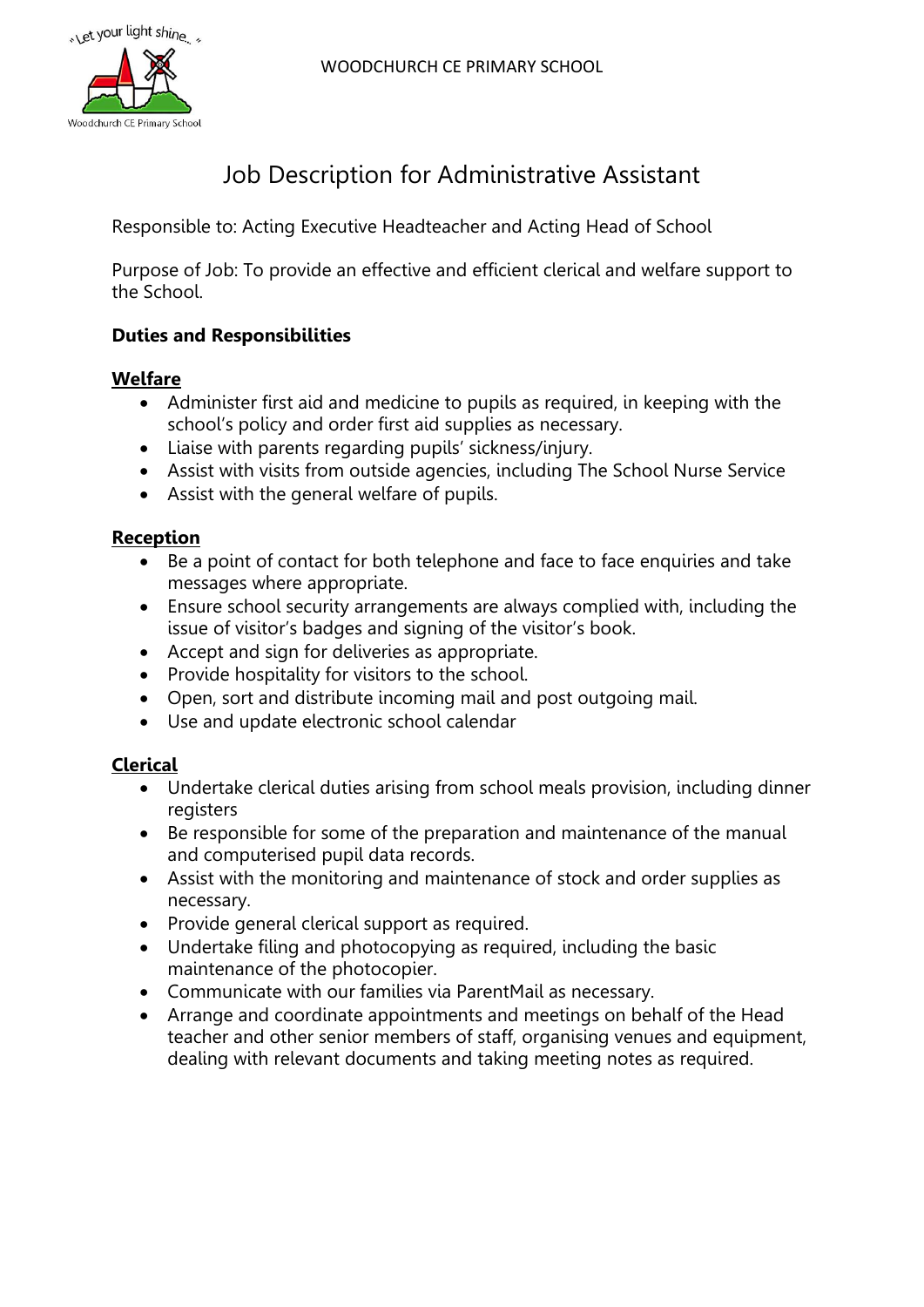WOODCHURCH CE PRIMARY SCHOOL

# Job Description for Administrative Assistant

Responsible to: Acting Executive Headteacher and Acting Head of School

Purpose of Job: To provide an effective and efficient clerical and welfare support to the School.

**Duties and Responsibilities**

**Welfare**

- Administer first aid and medicine to pupils as required, in keeping with the school's policy and order first aid supplies as necessary.
- Liaise with parents regarding pupils' sickness/injury.
- Assist with visits from outside agencies, including The School Nurse Service
- Assist with the general welfare of pupils.

**Reception**

- Be a point of contact for both telephone and face to face enquiries and take messages where appropriate.
- Ensure school security arrangements are always complied with, including the issue of visitor's badges and signing of the visitor's book.
- Accept and sign for deliveries as appropriate.
- Provide hospitality for visitors to the school.
- Open, sort and distribute incoming mail and post outgoing mail.
- Use and update electronic school calendar

**Clerical**

- Undertake clerical duties arising from school meals provision, including dinner registers
- Be responsible for some of the preparation and maintenance of the manual and computerised pupil data records.
- Assist with the monitoring and maintenance of stock and order supplies as necessary.
- Provide general clerical support as required.
- Undertake filing and photocopying as required, including the basic maintenance of the photocopier.
- Communicate with our families via ParentMail as necessary.
- Arrange and coordinate appointments and meetings on behalf of the Head teacher and other senior members of staff, organising venues and equipment, dealing with relevant documents and taking meeting notes as required.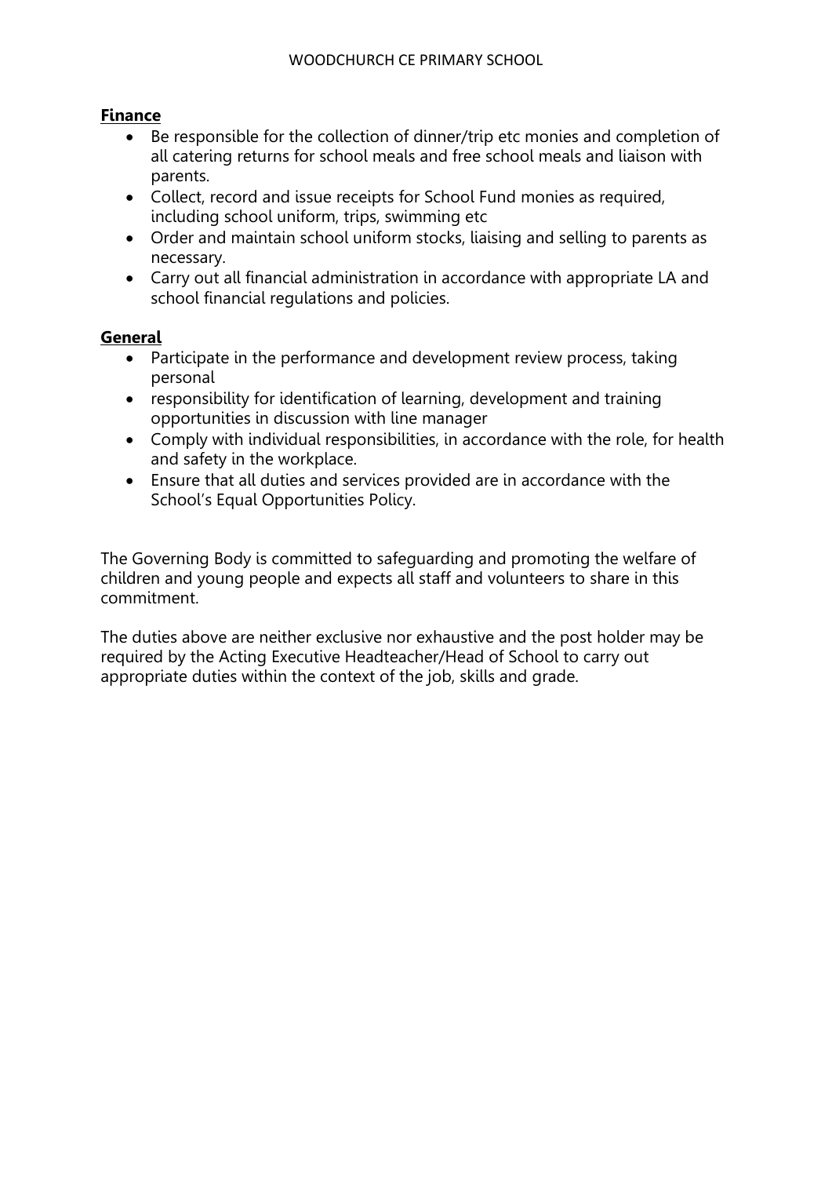**Finance**

- Be responsible for the collection of dinner/trip etc monies and completion of all catering returns for school meals and free school meals and liaison with parents.
- Collect, record and issue receipts for School Fund monies as required, including school uniform, trips, swimming etc
- Order and maintain school uniform stocks, liaising and selling to parents as necessary.
- Carry out all financial administration in accordance with appropriate LA and school financial regulations and policies.

**General**

- Participate in the performance and development review process, taking personal
- responsibility for identification of learning, development and training opportunities in discussion with line manager
- Comply with individual responsibilities, in accordance with the role, for health and safety in the workplace.
- Ensure that all duties and services provided are in accordance with the School's Equal Opportunities Policy.

The Governing Body is committed to safeguarding and promoting the welfare of children and young people and expects all staff and volunteers to share in this commitment.

The duties above are neither exclusive nor exhaustive and the post holder may be required by the Acting Executive Headteacher/Head of School to carry out appropriate duties within the context of the job, skills and grade.